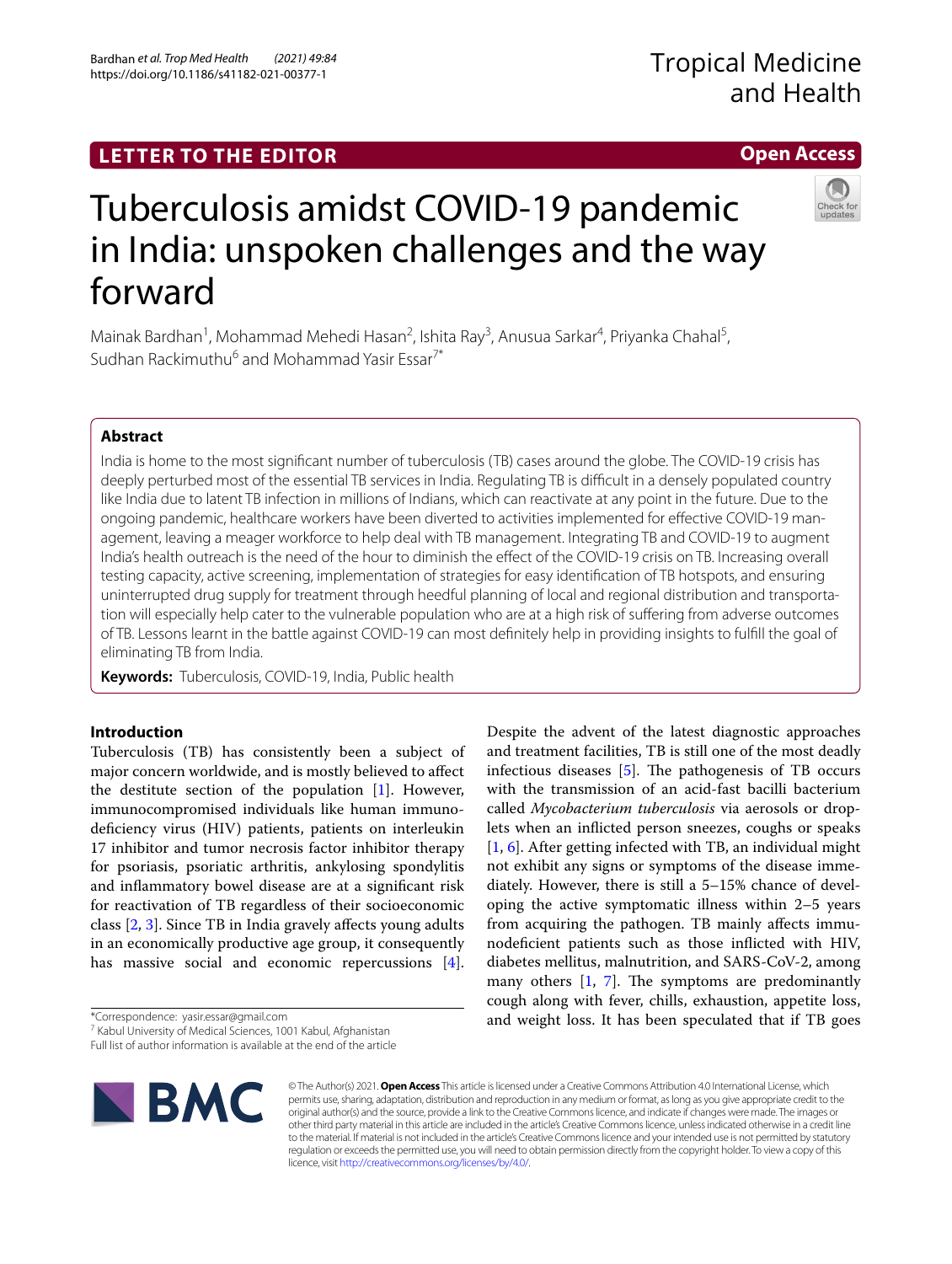LETTER TO THE EDITOR

Open Access

# Tuberculosis amidst COVID-19 pandemic in India: unspoken challenges and the way forward

Mainak Bardhan[1], Mohammad Mehedi Hasan[2], Ishita Ray[3], Anusua Sarkar[4], Priyanka Chahal[5], Sudhan Rackimuthu[6] and Mohammad Yasir Essar[7*]

## Abstract

India is home to the most significant number of tuberculosis (TB) cases around the globe. The COVID-19 crisis has deeply perturbed most of the essential TB services in India. Regulating TB is difficult in a densely populated country like India due to latent TB infection in millions of Indians, which can reactivate at any point in the future. Due to the ongoing pandemic, healthcare workers have been diverted to activities implemented for effective COVID-19 management, leaving a meager workforce to help deal with TB management. Integrating TB and COVID-19 to augment India's health outreach is the need of the hour to diminish the effect of the COVID-19 crisis on TB. Increasing overall testing capacity, active screening, implementation of strategies for easy identification of TB hotspots, and ensuring uninterrupted drug supply for treatment through heedful planning of local and regional distribution and transportation will especially help cater to the vulnerable population who are at a high risk of suffering from adverse outcomes of TB. Lessons learnt in the battle against COVID-19 can most definitely help in providing insights to fulfill the goal of eliminating TB from India.

**Keywords:** Tuberculosis, COVID-19, India, Public health

## Introduction

Tuberculosis (TB) has consistently been a subject of major concern worldwide, and is mostly believed to affect the destitute section of the population [1]. However, immunocompromised individuals like human immunodeficiency virus (HIV) patients, patients on interleukin 17 inhibitor and tumor necrosis factor inhibitor therapy for psoriasis, psoriatic arthritis, ankylosing spondylitis and inflammatory bowel disease are at a significant risk for reactivation of TB regardless of their socioeconomic class [2, 3]. Since TB in India gravely affects young adults in an economically productive age group, it consequently has massive social and economic repercussions [4]. Despite the advent of the latest diagnostic approaches and treatment facilities, TB is still one of the most deadly infectious diseases [5]. The pathogenesis of TB occurs with the transmission of an acid-fast bacilli bacterium called *Mycobacterium tuberculosis* via aerosols or droplets when an inflicted person sneezes, coughs or speaks [1, 6]. After getting infected with TB, an individual might not exhibit any signs or symptoms of the disease immediately. However, there is still a 5–15% chance of developing the active symptomatic illness within 2–5 years from acquiring the pathogen. TB mainly affects immunodeficient patients such as those inflicted with HIV, diabetes mellitus, malnutrition, and SARS-CoV-2, among many others [1, 7]. The symptoms are predominantly cough along with fever, chills, exhaustion, appetite loss, and weight loss. It has been speculated that if TB goes

*Correspondence: yasir.essar@gmail.com
[7] Kabul University of Medical Sciences, 1001 Kabul, Afghanistan
Full list of author information is available at the end of the article

© The Author(s) 2021. **Open Access** This article is licensed under a Creative Commons Attribution 4.0 International License, which permits use, sharing, adaptation, distribution and reproduction in any medium or format, as long as you give appropriate credit to the original author(s) and the source, provide a link to the Creative Commons licence, and indicate if changes were made. The images or other third party material in this article are included in the article's Creative Commons licence, unless indicated otherwise in a credit line to the material. If material is not included in the article's Creative Commons licence and your intended use is not permitted by statutory regulation or exceeds the permitted use, you will need to obtain permission directly from the copyright holder. To view a copy of this licence, visit http://creativecommons.org/licenses/by/4.0/.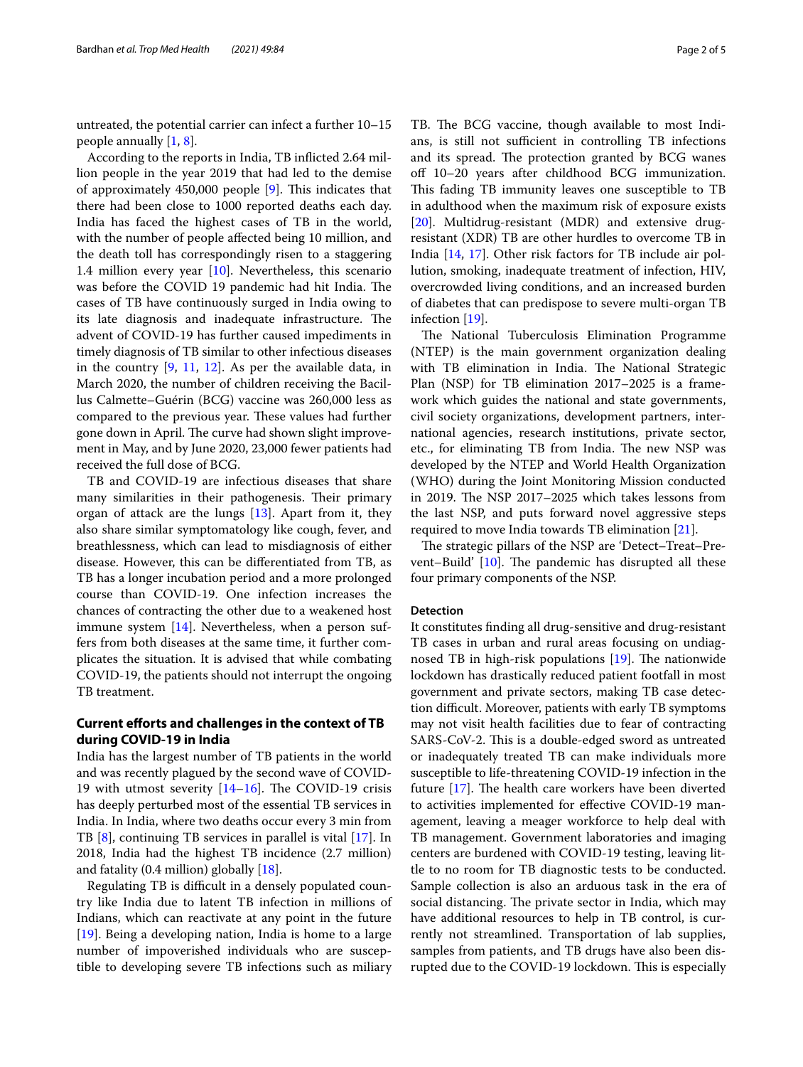untreated, the potential carrier can infect a further 10–15 people annually [1, 8].

According to the reports in India, TB inflicted 2.64 million people in the year 2019 that had led to the demise of approximately 450,000 people [9]. This indicates that there had been close to 1000 reported deaths each day. India has faced the highest cases of TB in the world, with the number of people affected being 10 million, and the death toll has correspondingly risen to a staggering 1.4 million every year [10]. Nevertheless, this scenario was before the COVID 19 pandemic had hit India. The cases of TB have continuously surged in India owing to its late diagnosis and inadequate infrastructure. The advent of COVID-19 has further caused impediments in timely diagnosis of TB similar to other infectious diseases in the country [9, 11, 12]. As per the available data, in March 2020, the number of children receiving the Bacillus Calmette–Guérin (BCG) vaccine was 260,000 less as compared to the previous year. These values had further gone down in April. The curve had shown slight improvement in May, and by June 2020, 23,000 fewer patients had received the full dose of BCG.

TB and COVID-19 are infectious diseases that share many similarities in their pathogenesis. Their primary organ of attack are the lungs [13]. Apart from it, they also share similar symptomatology like cough, fever, and breathlessness, which can lead to misdiagnosis of either disease. However, this can be differentiated from TB, as TB has a longer incubation period and a more prolonged course than COVID-19. One infection increases the chances of contracting the other due to a weakened host immune system [14]. Nevertheless, when a person suffers from both diseases at the same time, it further complicates the situation. It is advised that while combating COVID-19, the patients should not interrupt the ongoing TB treatment.

## Current efforts and challenges in the context of TB during COVID-19 in India

India has the largest number of TB patients in the world and was recently plagued by the second wave of COVID-19 with utmost severity [14–16]. The COVID-19 crisis has deeply perturbed most of the essential TB services in India. In India, where two deaths occur every 3 min from TB [8], continuing TB services in parallel is vital [17]. In 2018, India had the highest TB incidence (2.7 million) and fatality (0.4 million) globally [18].

Regulating TB is difficult in a densely populated country like India due to latent TB infection in millions of Indians, which can reactivate at any point in the future [19]. Being a developing nation, India is home to a large number of impoverished individuals who are susceptible to developing severe TB infections such as miliary TB. The BCG vaccine, though available to most Indians, is still not sufficient in controlling TB infections and its spread. The protection granted by BCG wanes off 10–20 years after childhood BCG immunization. This fading TB immunity leaves one susceptible to TB in adulthood when the maximum risk of exposure exists [20]. Multidrug-resistant (MDR) and extensive drug-resistant (XDR) TB are other hurdles to overcome TB in India [14, 17]. Other risk factors for TB include air pollution, smoking, inadequate treatment of infection, HIV, overcrowded living conditions, and an increased burden of diabetes that can predispose to severe multi-organ TB infection [19].

The National Tuberculosis Elimination Programme (NTEP) is the main government organization dealing with TB elimination in India. The National Strategic Plan (NSP) for TB elimination 2017–2025 is a framework which guides the national and state governments, civil society organizations, development partners, international agencies, research institutions, private sector, etc., for eliminating TB from India. The new NSP was developed by the NTEP and World Health Organization (WHO) during the Joint Monitoring Mission conducted in 2019. The NSP 2017–2025 which takes lessons from the last NSP, and puts forward novel aggressive steps required to move India towards TB elimination [21].

The strategic pillars of the NSP are 'Detect–Treat–Prevent–Build' [10]. The pandemic has disrupted all these four primary components of the NSP.

### Detection

It constitutes finding all drug-sensitive and drug-resistant TB cases in urban and rural areas focusing on undiagnosed TB in high-risk populations [19]. The nationwide lockdown has drastically reduced patient footfall in most government and private sectors, making TB case detection difficult. Moreover, patients with early TB symptoms may not visit health facilities due to fear of contracting SARS-CoV-2. This is a double-edged sword as untreated or inadequately treated TB can make individuals more susceptible to life-threatening COVID-19 infection in the future [17]. The health care workers have been diverted to activities implemented for effective COVID-19 management, leaving a meager workforce to help deal with TB management. Government laboratories and imaging centers are burdened with COVID-19 testing, leaving little to no room for TB diagnostic tests to be conducted. Sample collection is also an arduous task in the era of social distancing. The private sector in India, which may have additional resources to help in TB control, is currently not streamlined. Transportation of lab supplies, samples from patients, and TB drugs have also been disrupted due to the COVID-19 lockdown. This is especially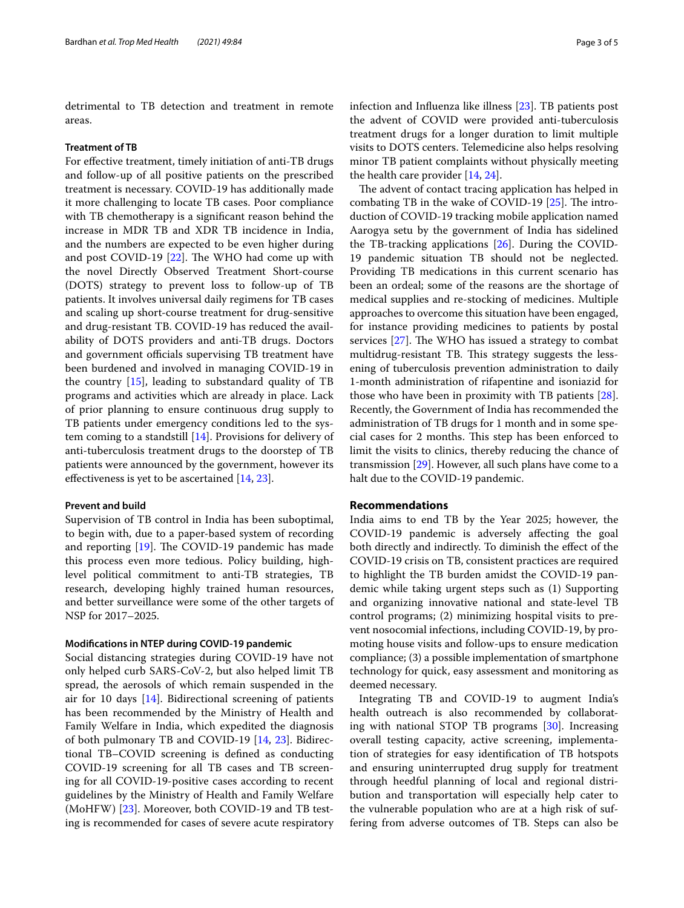detrimental to TB detection and treatment in remote areas.

### Treatment of TB

For effective treatment, timely initiation of anti-TB drugs and follow-up of all positive patients on the prescribed treatment is necessary. COVID-19 has additionally made it more challenging to locate TB cases. Poor compliance with TB chemotherapy is a significant reason behind the increase in MDR TB and XDR TB incidence in India, and the numbers are expected to be even higher during and post COVID-19 [22]. The WHO had come up with the novel Directly Observed Treatment Short-course (DOTS) strategy to prevent loss to follow-up of TB patients. It involves universal daily regimens for TB cases and scaling up short-course treatment for drug-sensitive and drug-resistant TB. COVID-19 has reduced the availability of DOTS providers and anti-TB drugs. Doctors and government officials supervising TB treatment have been burdened and involved in managing COVID-19 in the country [15], leading to substandard quality of TB programs and activities which are already in place. Lack of prior planning to ensure continuous drug supply to TB patients under emergency conditions led to the system coming to a standstill [14]. Provisions for delivery of anti-tuberculosis treatment drugs to the doorstep of TB patients were announced by the government, however its effectiveness is yet to be ascertained [14, 23].

### Prevent and build

Supervision of TB control in India has been suboptimal, to begin with, due to a paper-based system of recording and reporting [19]. The COVID-19 pandemic has made this process even more tedious. Policy building, high-level political commitment to anti-TB strategies, TB research, developing highly trained human resources, and better surveillance were some of the other targets of NSP for 2017–2025.

### Modifications in NTEP during COVID-19 pandemic

Social distancing strategies during COVID-19 have not only helped curb SARS-CoV-2, but also helped limit TB spread, the aerosols of which remain suspended in the air for 10 days [14]. Bidirectional screening of patients has been recommended by the Ministry of Health and Family Welfare in India, which expedited the diagnosis of both pulmonary TB and COVID-19 [14, 23]. Bidirectional TB–COVID screening is defined as conducting COVID-19 screening for all TB cases and TB screening for all COVID-19-positive cases according to recent guidelines by the Ministry of Health and Family Welfare (MoHFW) [23]. Moreover, both COVID-19 and TB testing is recommended for cases of severe acute respiratory infection and Influenza like illness [23]. TB patients post the advent of COVID were provided anti-tuberculosis treatment drugs for a longer duration to limit multiple visits to DOTS centers. Telemedicine also helps resolving minor TB patient complaints without physically meeting the health care provider [14, 24].

The advent of contact tracing application has helped in combating TB in the wake of COVID-19 [25]. The introduction of COVID-19 tracking mobile application named Aarogya setu by the government of India has sidelined the TB-tracking applications [26]. During the COVID-19 pandemic situation TB should not be neglected. Providing TB medications in this current scenario has been an ordeal; some of the reasons are the shortage of medical supplies and re-stocking of medicines. Multiple approaches to overcome this situation have been engaged, for instance providing medicines to patients by postal services [27]. The WHO has issued a strategy to combat multidrug-resistant TB. This strategy suggests the lessening of tuberculosis prevention administration to daily 1-month administration of rifapentine and isoniazid for those who have been in proximity with TB patients [28]. Recently, the Government of India has recommended the administration of TB drugs for 1 month and in some special cases for 2 months. This step has been enforced to limit the visits to clinics, thereby reducing the chance of transmission [29]. However, all such plans have come to a halt due to the COVID-19 pandemic.

## Recommendations

India aims to end TB by the Year 2025; however, the COVID-19 pandemic is adversely affecting the goal both directly and indirectly. To diminish the effect of the COVID-19 crisis on TB, consistent practices are required to highlight the TB burden amidst the COVID-19 pandemic while taking urgent steps such as (1) Supporting and organizing innovative national and state-level TB control programs; (2) minimizing hospital visits to prevent nosocomial infections, including COVID-19, by promoting house visits and follow-ups to ensure medication compliance; (3) a possible implementation of smartphone technology for quick, easy assessment and monitoring as deemed necessary.

Integrating TB and COVID-19 to augment India's health outreach is also recommended by collaborating with national STOP TB programs [30]. Increasing overall testing capacity, active screening, implementation of strategies for easy identification of TB hotspots and ensuring uninterrupted drug supply for treatment through heedful planning of local and regional distribution and transportation will especially help cater to the vulnerable population who are at a high risk of suffering from adverse outcomes of TB. Steps can also be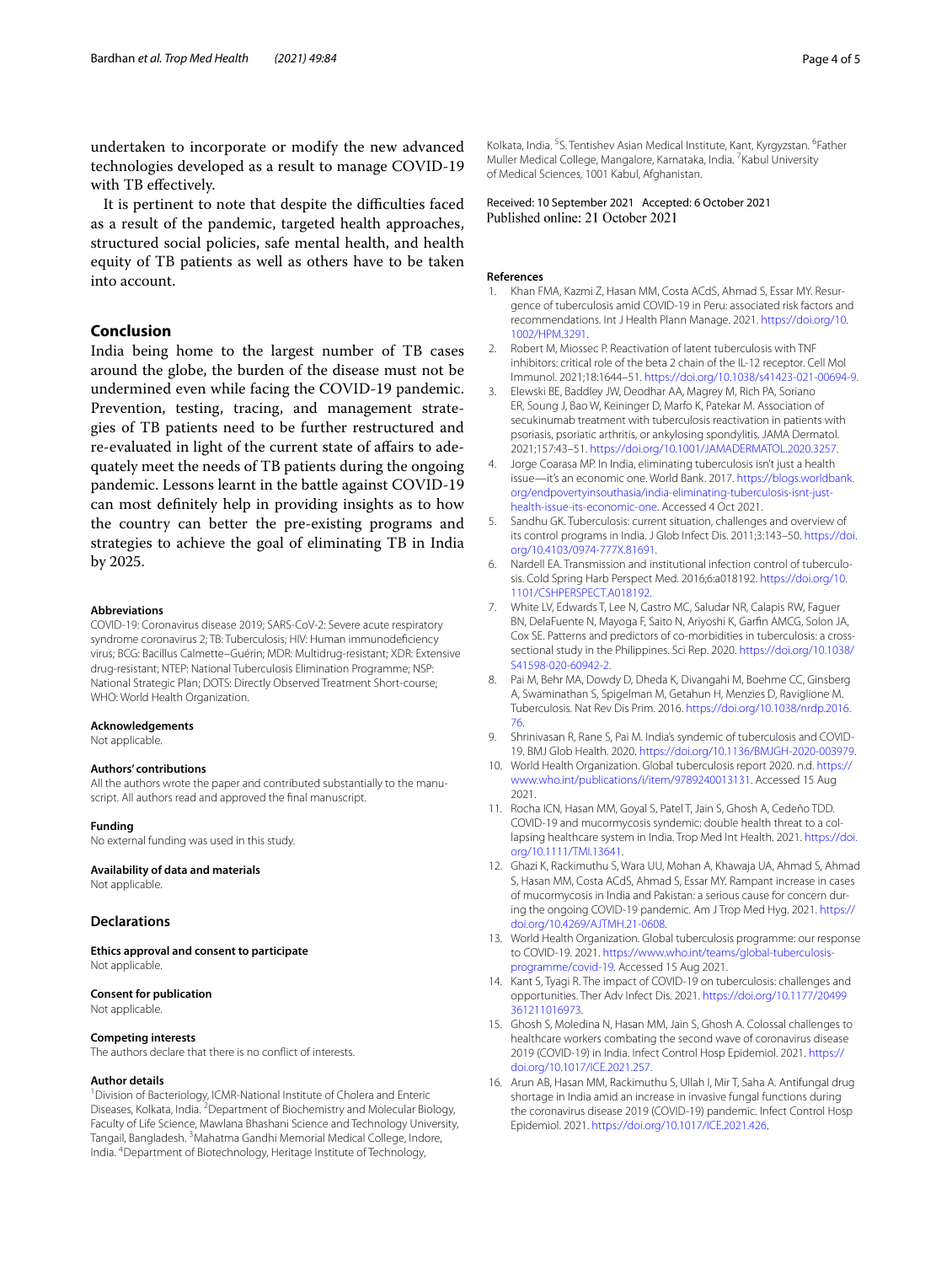undertaken to incorporate or modify the new advanced technologies developed as a result to manage COVID-19 with TB effectively.

It is pertinent to note that despite the difficulties faced as a result of the pandemic, targeted health approaches, structured social policies, safe mental health, and health equity of TB patients as well as others have to be taken into account.

## Conclusion

India being home to the largest number of TB cases around the globe, the burden of the disease must not be undermined even while facing the COVID-19 pandemic. Prevention, testing, tracing, and management strategies of TB patients need to be further restructured and re-evaluated in light of the current state of affairs to adequately meet the needs of TB patients during the ongoing pandemic. Lessons learnt in the battle against COVID-19 can most definitely help in providing insights as to how the country can better the pre-existing programs and strategies to achieve the goal of eliminating TB in India by 2025.

#### Abbreviations

COVID-19: Coronavirus disease 2019; SARS-CoV-2: Severe acute respiratory syndrome coronavirus 2; TB: Tuberculosis; HIV: Human immunodeficiency virus; BCG: Bacillus Calmette–Guérin; MDR: Multidrug-resistant; XDR: Extensive drug-resistant; NTEP: National Tuberculosis Elimination Programme; NSP: National Strategic Plan; DOTS: Directly Observed Treatment Short-course; WHO: World Health Organization.

#### Acknowledgements

Not applicable.

#### Authors' contributions

All the authors wrote the paper and contributed substantially to the manuscript. All authors read and approved the final manuscript.

#### Funding

No external funding was used in this study.

#### Availability of data and materials

Not applicable.

## Declarations

#### Ethics approval and consent to participate

Not applicable.

#### Consent for publication

Not applicable.

#### Competing interests

The authors declare that there is no conflict of interests.

#### Author details

[1]Division of Bacteriology, ICMR-National Institute of Cholera and Enteric Diseases, Kolkata, India. [2]Department of Biochemistry and Molecular Biology, Faculty of Life Science, Mawlana Bhashani Science and Technology University, Tangail, Bangladesh. [3]Mahatma Gandhi Memorial Medical College, Indore, India. [4]Department of Biotechnology, Heritage Institute of Technology, Kolkata, India. [5]S. Tentishev Asian Medical Institute, Kant, Kyrgyzstan. [6]Father Muller Medical College, Mangalore, Karnataka, India. [7]Kabul University of Medical Sciences, 1001 Kabul, Afghanistan.

Received: 10 September 2021 Accepted: 6 October 2021
Published online: 21 October 2021

#### References

1. Khan FMA, Kazmi Z, Hasan MM, Costa ACdS, Ahmad S, Essar MY. Resurgence of tuberculosis amid COVID-19 in Peru: associated risk factors and recommendations. Int J Health Plann Manage. 2021. https://doi.org/10.1002/HPM.3291.
2. Robert M, Miossec P. Reactivation of latent tuberculosis with TNF inhibitors: critical role of the beta 2 chain of the IL-12 receptor. Cell Mol Immunol. 2021;18:1644–51. https://doi.org/10.1038/s41423-021-00694-9.
3. Elewski BE, Baddley JW, Deodhar AA, Magrey M, Rich PA, Soriano ER, Soung J, Bao W, Keininger D, Marfo K, Patekar M. Association of secukinumab treatment with tuberculosis reactivation in patients with psoriasis, psoriatic arthritis, or ankylosing spondylitis. JAMA Dermatol. 2021;157:43–51. https://doi.org/10.1001/JAMADERMATOL.2020.3257.
4. Jorge Coarasa MP. In India, eliminating tuberculosis isn't just a health issue—it's an economic one. World Bank. 2017. https://blogs.worldbank.org/endpovertyinsouthasia/india-eliminating-tuberculosis-isnt-just-health-issue-its-economic-one. Accessed 4 Oct 2021.
5. Sandhu GK. Tuberculosis: current situation, challenges and overview of its control programs in India. J Glob Infect Dis. 2011;3:143–50. https://doi.org/10.4103/0974-777X.81691.
6. Nardell EA. Transmission and institutional infection control of tuberculosis. Cold Spring Harb Perspect Med. 2016;6:a018192. https://doi.org/10.1101/CSHPERSPECT.A018192.
7. White LV, Edwards T, Lee N, Castro MC, Saludar NR, Calapis RW, Faguer BN, DelaFuente N, Mayoga F, Saito N, Ariyoshi K, Garfin AMCG, Solon JA, Cox SE. Patterns and predictors of co-morbidities in tuberculosis: a cross-sectional study in the Philippines. Sci Rep. 2020. https://doi.org/10.1038/S41598-020-60942-2.
8. Pai M, Behr MA, Dowdy D, Dheda K, Divangahi M, Boehme CC, Ginsberg A, Swaminathan S, Spigelman M, Getahun H, Menzies D, Raviglione M. Tuberculosis. Nat Rev Dis Prim. 2016. https://doi.org/10.1038/nrdp.2016.76.
9. Shrinivasan R, Rane S, Pai M. India's syndemic of tuberculosis and COVID-19. BMJ Glob Health. 2020. https://doi.org/10.1136/BMJGH-2020-003979.
10. World Health Organization. Global tuberculosis report 2020. n.d. https://www.who.int/publications/i/item/9789240013131. Accessed 15 Aug 2021.
11. Rocha ICN, Hasan MM, Goyal S, Patel T, Jain S, Ghosh A, Cedeño TDD. COVID-19 and mucormycosis syndemic: double health threat to a collapsing healthcare system in India. Trop Med Int Health. 2021. https://doi.org/10.1111/TMI.13641.
12. Ghazi K, Rackimuthu S, Wara UU, Mohan A, Khawaja UA, Ahmad S, Ahmad S, Hasan MM, Costa ACdS, Ahmad S, Essar MY. Rampant increase in cases of mucormycosis in India and Pakistan: a serious cause for concern during the ongoing COVID-19 pandemic. Am J Trop Med Hyg. 2021. https://doi.org/10.4269/AJTMH.21-0608.
13. World Health Organization. Global tuberculosis programme: our response to COVID-19. 2021. https://www.who.int/teams/global-tuberculosis-programme/covid-19. Accessed 15 Aug 2021.
14. Kant S, Tyagi R. The impact of COVID-19 on tuberculosis: challenges and opportunities. Ther Adv Infect Dis. 2021. https://doi.org/10.1177/20499361211016973.
15. Ghosh S, Moledina N, Hasan MM, Jain S, Ghosh A. Colossal challenges to healthcare workers combating the second wave of coronavirus disease 2019 (COVID-19) in India. Infect Control Hosp Epidemiol. 2021. https://doi.org/10.1017/ICE.2021.257.
16. Arun AB, Hasan MM, Rackimuthu S, Ullah I, Mir T, Saha A. Antifungal drug shortage in India amid an increase in invasive fungal functions during the coronavirus disease 2019 (COVID-19) pandemic. Infect Control Hosp Epidemiol. 2021. https://doi.org/10.1017/ICE.2021.426.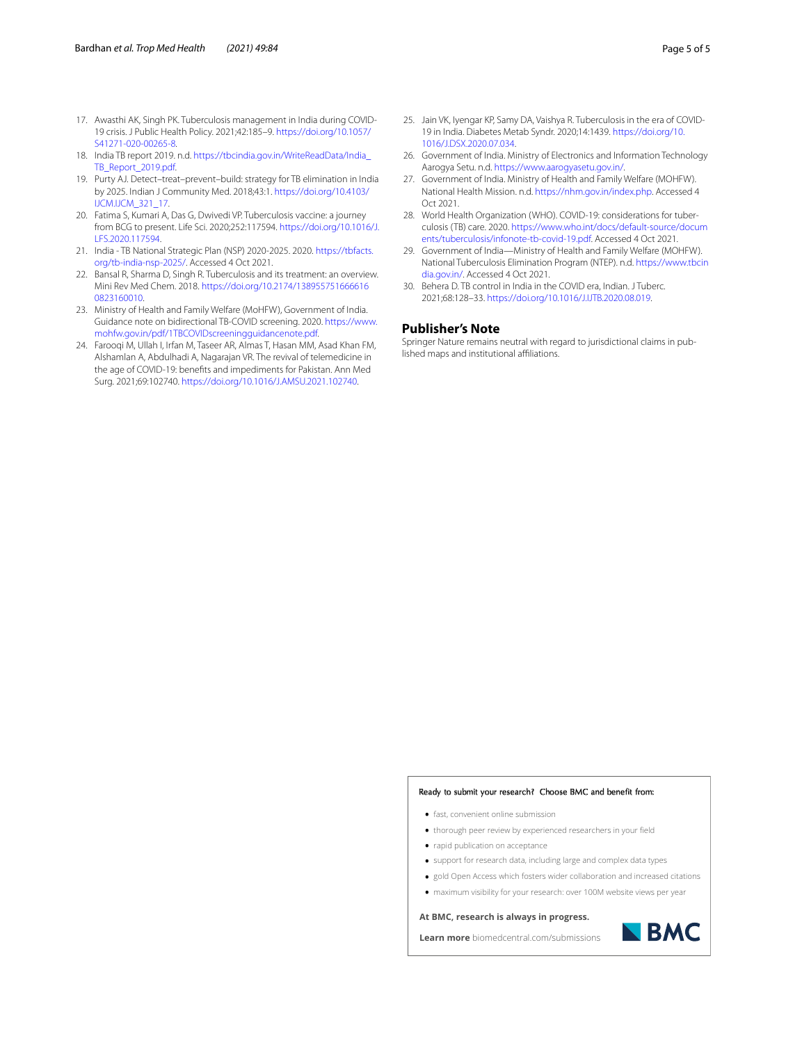17. Awasthi AK, Singh PK. Tuberculosis management in India during COVID-19 crisis. J Public Health Policy. 2021;42:185–9. https://doi.org/10.1057/S41271-020-00265-8.
18. India TB report 2019. n.d. https://tbcindia.gov.in/WriteReadData/India_TB_Report_2019.pdf.
19. Purty AJ. Detect–treat–prevent–build: strategy for TB elimination in India by 2025. Indian J Community Med. 2018;43:1. https://doi.org/10.4103/IJCM.IJCM_321_17.
20. Fatima S, Kumari A, Das G, Dwivedi VP. Tuberculosis vaccine: a journey from BCG to present. Life Sci. 2020;252:117594. https://doi.org/10.1016/J.LFS.2020.117594.
21. India - TB National Strategic Plan (NSP) 2020-2025. 2020. https://tbfacts.org/tb-india-nsp-2025/. Accessed 4 Oct 2021.
22. Bansal R, Sharma D, Singh R. Tuberculosis and its treatment: an overview. Mini Rev Med Chem. 2018. https://doi.org/10.2174/1389557516666160823160010.
23. Ministry of Health and Family Welfare (MoHFW), Government of India. Guidance note on bidirectional TB-COVID screening. 2020. https://www.mohfw.gov.in/pdf/1TBCOVIDscreeningguidancenote.pdf.
24. Farooqi M, Ullah I, Irfan M, Taseer AR, Almas T, Hasan MM, Asad Khan FM, Alshamlan A, Abdulhadi A, Nagarajan VR. The revival of telemedicine in the age of COVID-19: benefits and impediments for Pakistan. Ann Med Surg. 2021;69:102740. https://doi.org/10.1016/J.AMSU.2021.102740.
25. Jain VK, Iyengar KP, Samy DA, Vaishya R. Tuberculosis in the era of COVID-19 in India. Diabetes Metab Syndr. 2020;14:1439. https://doi.org/10.1016/J.DSX.2020.07.034.
26. Government of India. Ministry of Electronics and Information Technology Aarogya Setu. n.d. https://www.aarogyasetu.gov.in/.
27. Government of India. Ministry of Health and Family Welfare (MOHFW). National Health Mission. n.d. https://nhm.gov.in/index.php. Accessed 4 Oct 2021.
28. World Health Organization (WHO). COVID-19: considerations for tuberculosis (TB) care. 2020. https://www.who.int/docs/default-source/documents/tuberculosis/infonote-tb-covid-19.pdf. Accessed 4 Oct 2021.
29. Government of India—Ministry of Health and Family Welfare (MOHFW). National Tuberculosis Elimination Program (NTEP). n.d. https://www.tbcindia.gov.in/. Accessed 4 Oct 2021.
30. Behera D. TB control in India in the COVID era, Indian. J Tuberc. 2021;68:128–33. https://doi.org/10.1016/J.IJTB.2020.08.019.

## Publisher's Note

Springer Nature remains neutral with regard to jurisdictional claims in published maps and institutional affiliations.

Ready to submit your research? Choose BMC and benefit from:

- fast, convenient online submission
- thorough peer review by experienced researchers in your field
- rapid publication on acceptance
- support for research data, including large and complex data types
- gold Open Access which fosters wider collaboration and increased citations
- maximum visibility for your research: over 100M website views per year

**At BMC, research is always in progress.**

**Learn more** biomedcentral.com/submissions

BMC